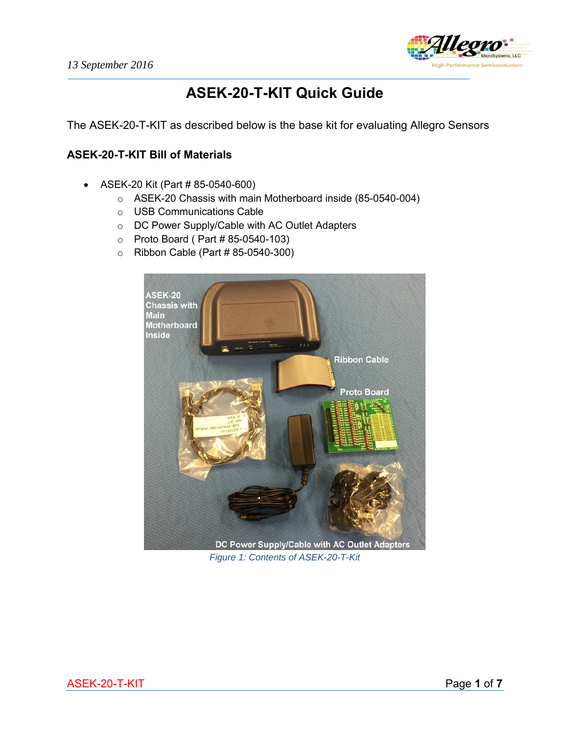13 September 2016

# ASEK-20-T-KIT Quick Guide

The ASEK-20-T-KIT as described below is the base kit for evaluating Allegro Sensors

## ASEK-20-T-KIT Bill of Materials

- ASEK-20 Kit (Part # 85-0540-600)
  - ASEK-20 Chassis with main Motherboard inside (85-0540-004)
  - USB Communications Cable
  - DC Power Supply/Cable with AC Outlet Adapters
  - Proto Board ( Part # 85-0540-103)
  - Ribbon Cable (Part # 85-0540-300)

*Figure 1: Contents of ASEK-20-T-Kit*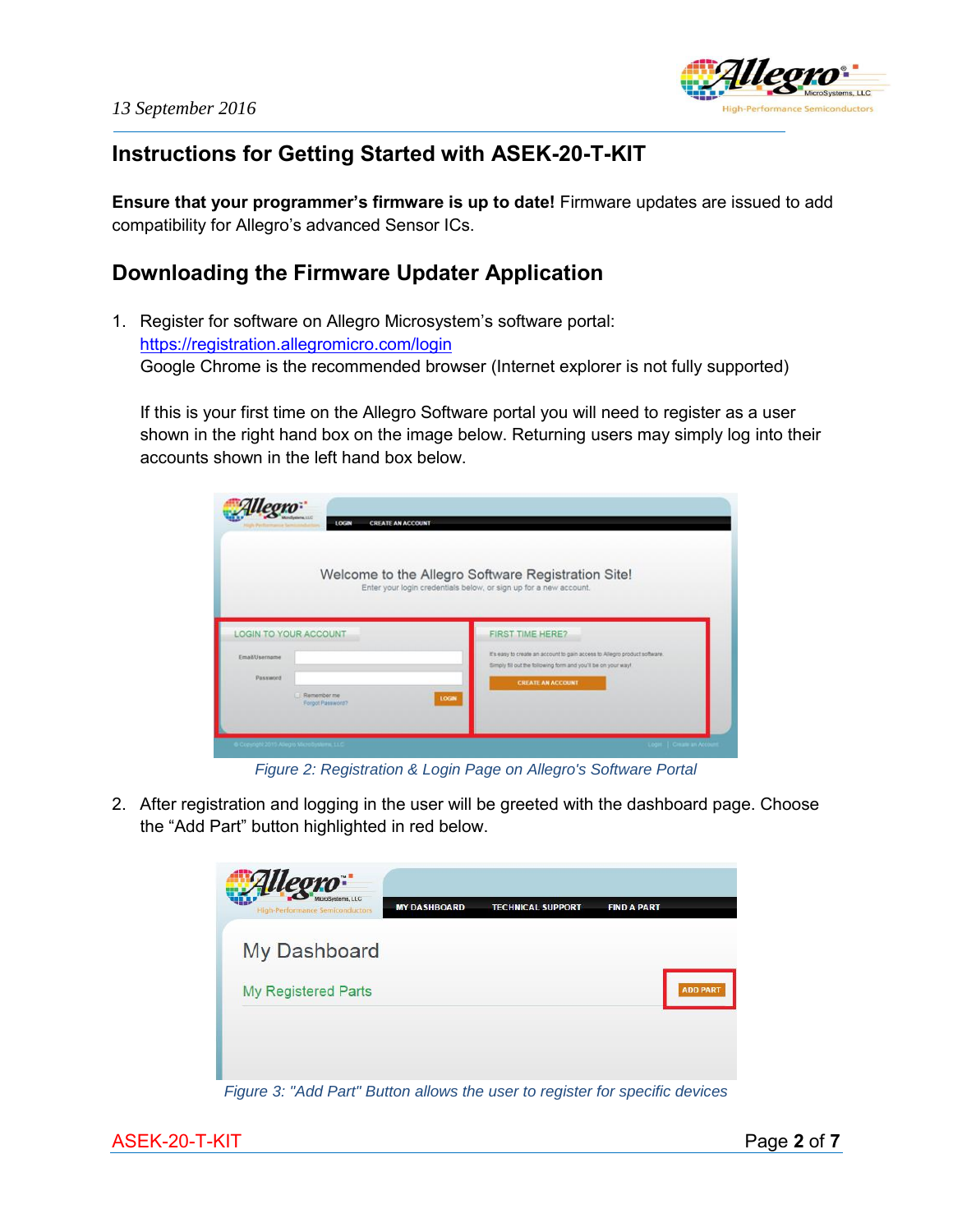13 September 2016

# Instructions for Getting Started with ASEK-20-T-KIT

**Ensure that your programmer's firmware is up to date!** Firmware updates are issued to add compatibility for Allegro's advanced Sensor ICs.

## Downloading the Firmware Updater Application

1. Register for software on Allegro Microsystem's software portal:
   https://registration.allegromicro.com/login
   Google Chrome is the recommended browser (Internet explorer is not fully supported)

   If this is your first time on the Allegro Software portal you will need to register as a user shown in the right hand box on the image below. Returning users may simply log into their accounts shown in the left hand box below.

   *Figure 2: Registration & Login Page on Allegro's Software Portal*

2. After registration and logging in the user will be greeted with the dashboard page. Choose the "Add Part" button highlighted in red below.

   *Figure 3: "Add Part" Button allows the user to register for specific devices*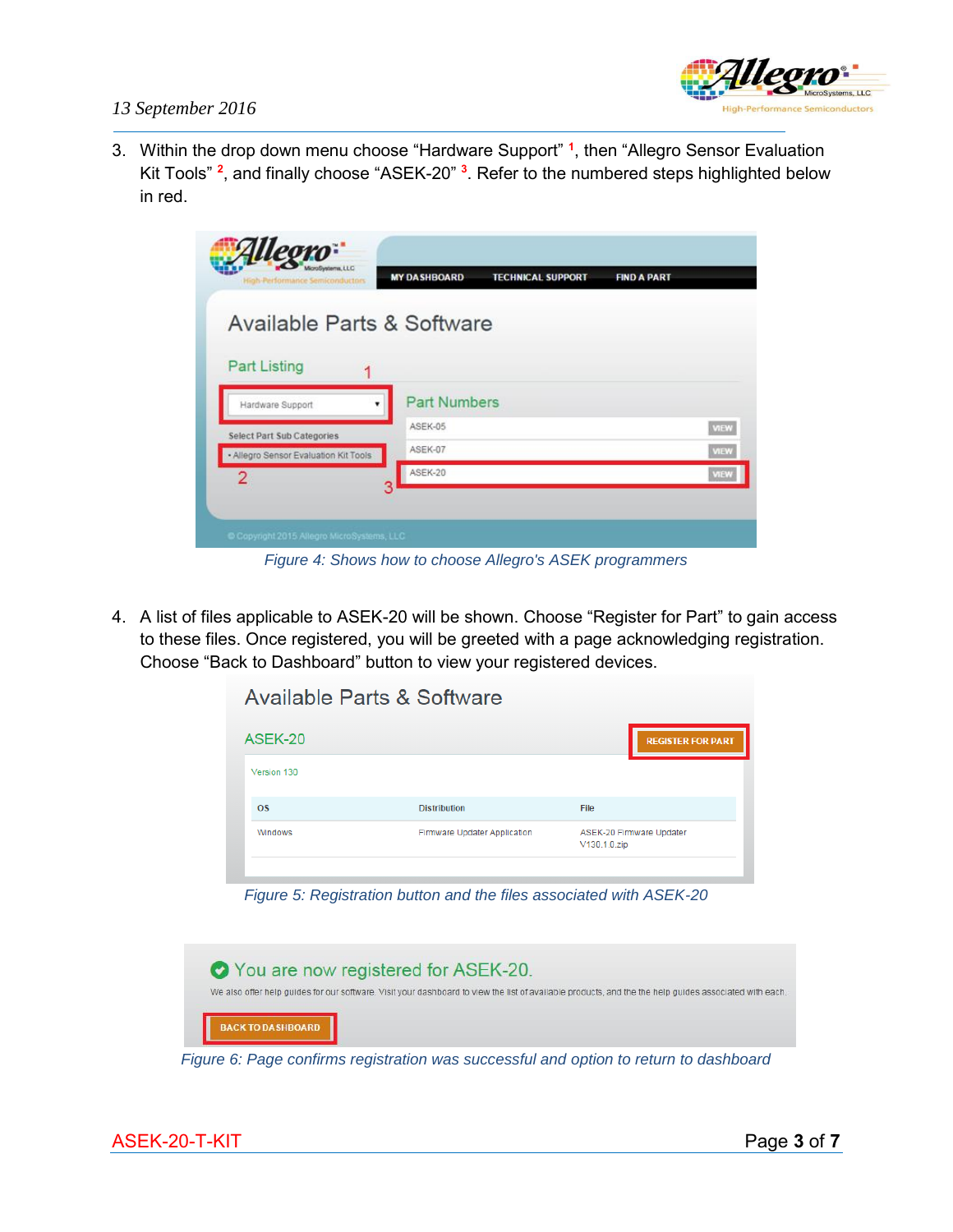3. Within the drop down menu choose "Hardware Support" [1], then "Allegro Sensor Evaluation Kit Tools" [2], and finally choose "ASEK-20" [3]. Refer to the numbered steps highlighted below in red.

*Figure 4: Shows how to choose Allegro's ASEK programmers*

4. A list of files applicable to ASEK-20 will be shown. Choose "Register for Part" to gain access to these files. Once registered, you will be greeted with a page acknowledging registration. Choose "Back to Dashboard" button to view your registered devices.

*Figure 5: Registration button and the files associated with ASEK-20*

*Figure 6: Page confirms registration was successful and option to return to dashboard*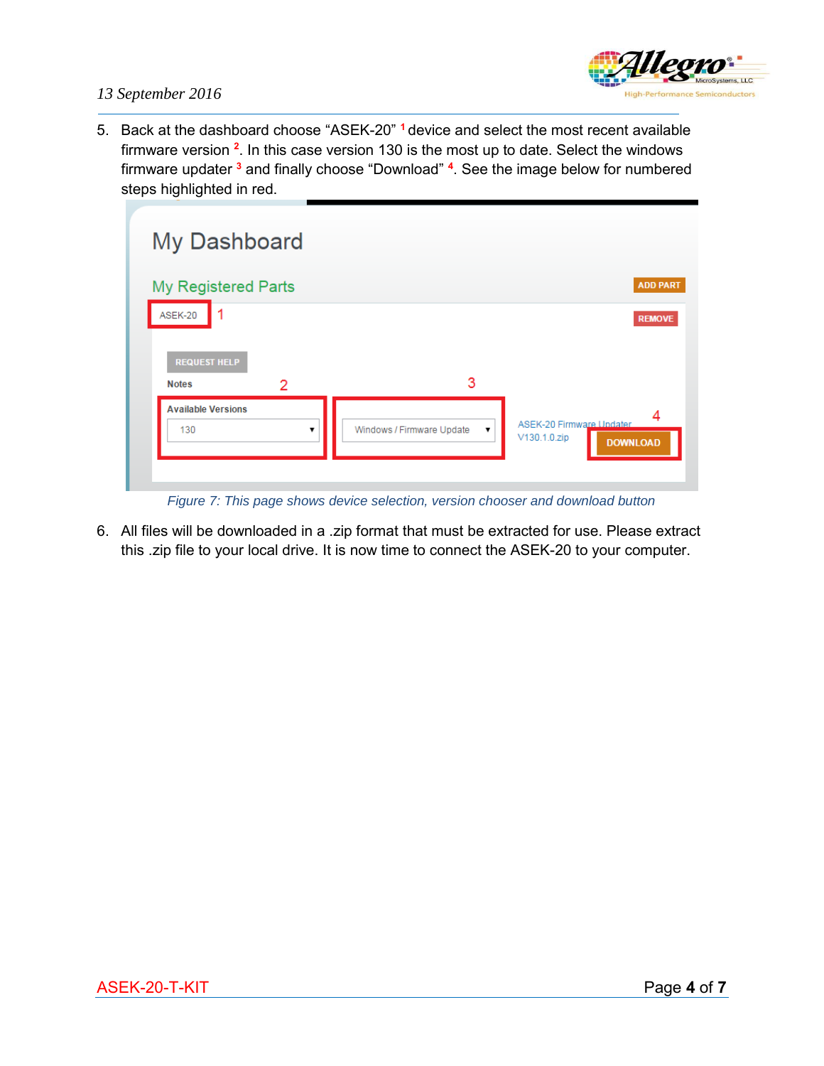5. Back at the dashboard choose “ASEK-20” [1] device and select the most recent available firmware version [2]. In this case version 130 is the most up to date. Select the windows firmware updater [3] and finally choose “Download” [4]. See the image below for numbered steps highlighted in red.

*Figure 7: This page shows device selection, version chooser and download button*

6. All files will be downloaded in a .zip format that must be extracted for use. Please extract this .zip file to your local drive. It is now time to connect the ASEK-20 to your computer.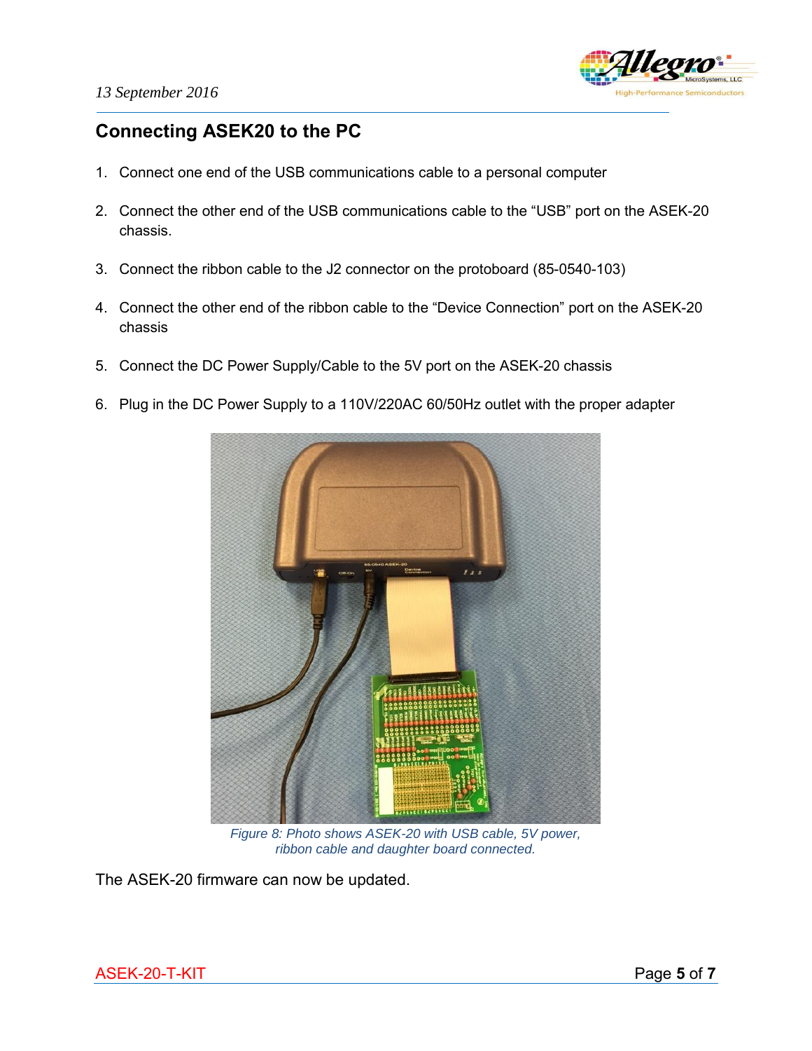## Connecting ASEK20 to the PC

1. Connect one end of the USB communications cable to a personal computer
2. Connect the other end of the USB communications cable to the "USB" port on the ASEK-20 chassis.
3. Connect the ribbon cable to the J2 connector on the protoboard (85-0540-103)
4. Connect the other end of the ribbon cable to the "Device Connection" port on the ASEK-20 chassis
5. Connect the DC Power Supply/Cable to the 5V port on the ASEK-20 chassis
6. Plug in the DC Power Supply to a 110V/220AC 60/50Hz outlet with the proper adapter

*Figure 8: Photo shows ASEK-20 with USB cable, 5V power, ribbon cable and daughter board connected.*

The ASEK-20 firmware can now be updated.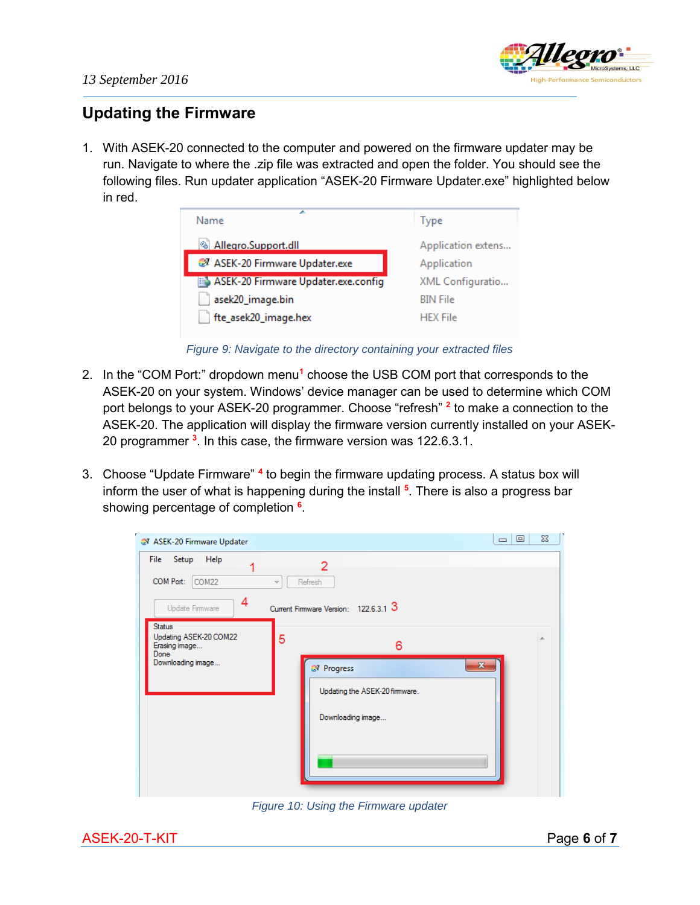## Updating the Firmware

1. With ASEK-20 connected to the computer and powered on the firmware updater may be run. Navigate to where the .zip file was extracted and open the folder. You should see the following files. Run updater application "ASEK-20 Firmware Updater.exe" highlighted below in red.

| Name | Type |
|---|---|
| Allegro.Support.dll | Application extens... |
| ASEK-20 Firmware Updater.exe | Application |
| ASEK-20 Firmware Updater.exe.config | XML Configuratio... |
| asek20_image.bin | BIN File |
| fte_asek20_image.hex | HEX File |

*Figure 9: Navigate to the directory containing your extracted files*

2. In the "COM Port:" dropdown menu[1] choose the USB COM port that corresponds to the ASEK-20 on your system. Windows' device manager can be used to determine which COM port belongs to your ASEK-20 programmer. Choose "refresh" [2] to make a connection to the ASEK-20. The application will display the firmware version currently installed on your ASEK-20 programmer [3]. In this case, the firmware version was 122.6.3.1.

3. Choose "Update Firmware" [4] to begin the firmware updating process. A status box will inform the user of what is happening during the install [5]. There is also a progress bar showing percentage of completion [6].

*Figure 10: Using the Firmware updater*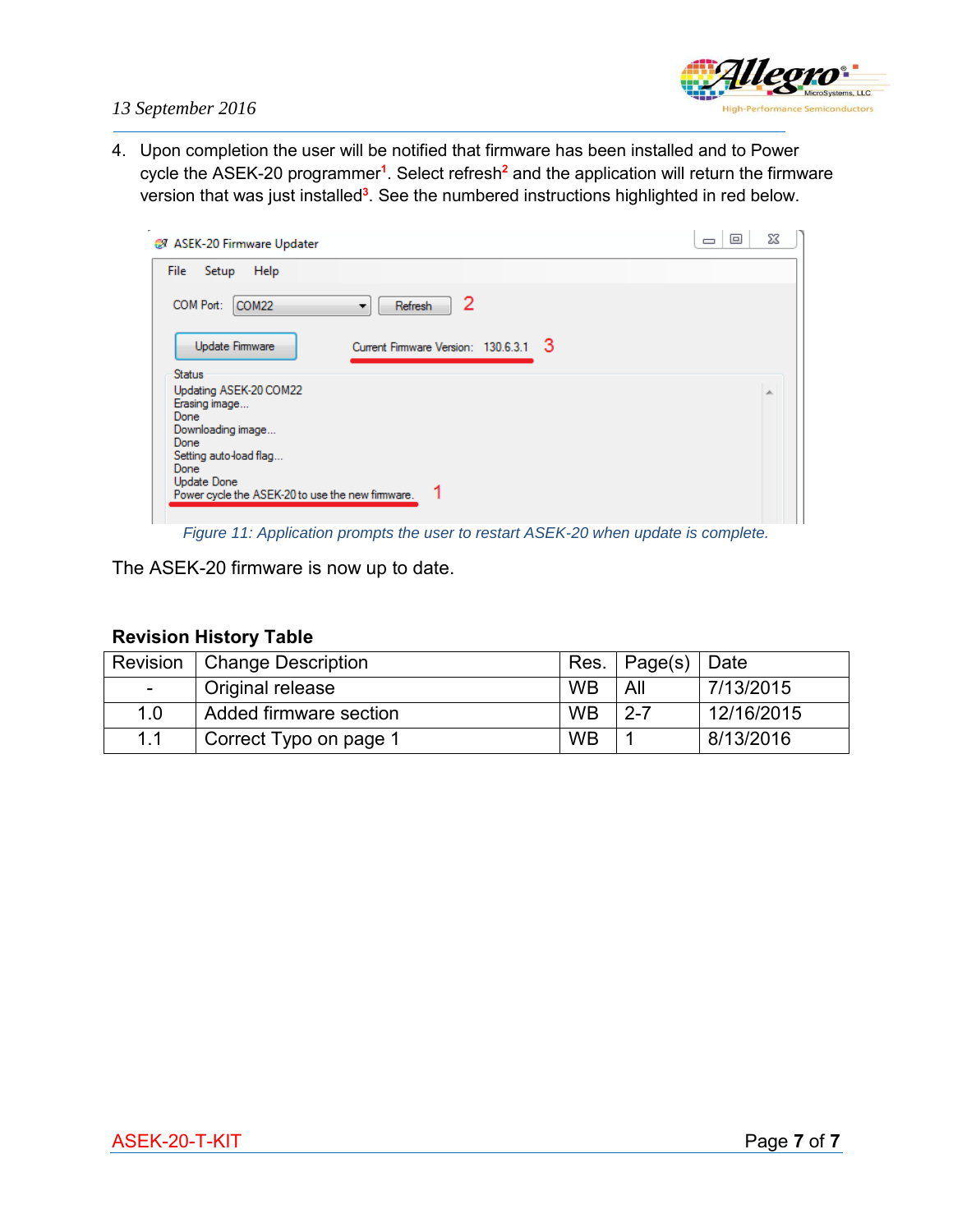4. Upon completion the user will be notified that firmware has been installed and to Power cycle the ASEK-20 programmer[1]. Select refresh[2] and the application will return the firmware version that was just installed[3]. See the numbered instructions highlighted in red below.

*Figure 11: Application prompts the user to restart ASEK-20 when update is complete.*

The ASEK-20 firmware is now up to date.

**Revision History Table**

| Revision | Change Description | Res. | Page(s) | Date |
|---|---|---|---|---|
| - | Original release | WB | All | 7/13/2015 |
| 1.0 | Added firmware section | WB | 2-7 | 12/16/2015 |
| 1.1 | Correct Typo on page 1 | WB | 1 | 8/13/2016 |